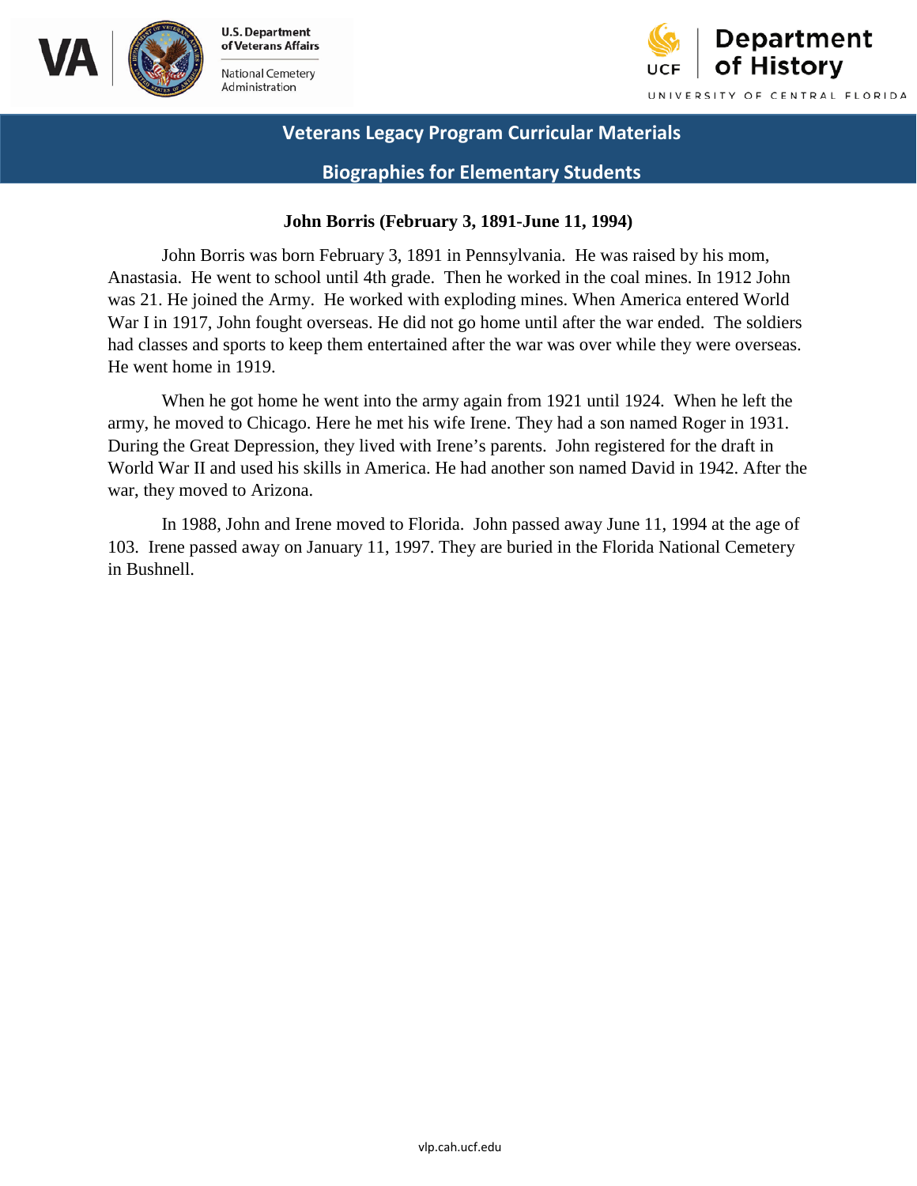**Veterans Legacy Program Curricular Materials**

**Biographies for Elementary Students**

# John Borris (February 3, 1891-June 11, 1994)

John Borris was born February 3, 1891 in Pennsylvania. He was raised by his mom, Anastasia. He went to school until 4th grade. Then he worked in the coal mines. In 1912 John was 21. He joined the Army. He worked with exploding mines. When America entered World War I in 1917, John fought overseas. He did not go home until after the war ended. The soldiers had classes and sports to keep them entertained after the war was over while they were overseas. He went home in 1919.

When he got home he went into the army again from 1921 until 1924. When he left the army, he moved to Chicago. Here he met his wife Irene. They had a son named Roger in 1931. During the Great Depression, they lived with Irene's parents. John registered for the draft in World War II and used his skills in America. He had another son named David in 1942. After the war, they moved to Arizona.

In 1988, John and Irene moved to Florida. John passed away June 11, 1994 at the age of 103. Irene passed away on January 11, 1997. They are buried in the Florida National Cemetery in Bushnell.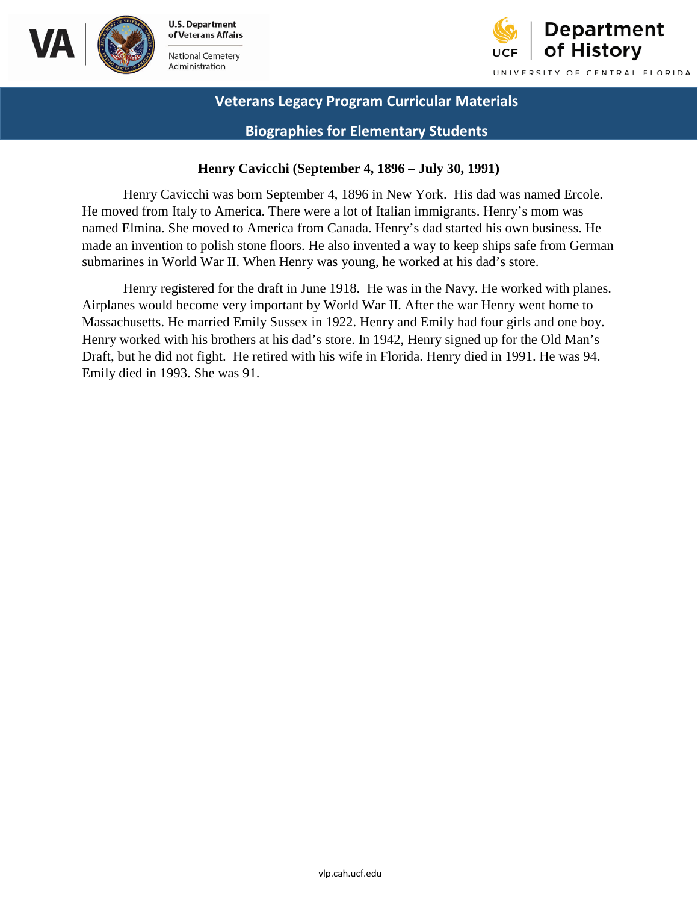**Veterans Legacy Program Curricular Materials**

**Biographies for Elementary Students**

## Henry Cavicchi (September 4, 1896 – July 30, 1991)

Henry Cavicchi was born September 4, 1896 in New York. His dad was named Ercole. He moved from Italy to America. There were a lot of Italian immigrants. Henry's mom was named Elmina. She moved to America from Canada. Henry's dad started his own business. He made an invention to polish stone floors. He also invented a way to keep ships safe from German submarines in World War II. When Henry was young, he worked at his dad's store.

Henry registered for the draft in June 1918. He was in the Navy. He worked with planes. Airplanes would become very important by World War II. After the war Henry went home to Massachusetts. He married Emily Sussex in 1922. Henry and Emily had four girls and one boy. Henry worked with his brothers at his dad's store. In 1942, Henry signed up for the Old Man's Draft, but he did not fight. He retired with his wife in Florida. Henry died in 1991. He was 94. Emily died in 1993. She was 91.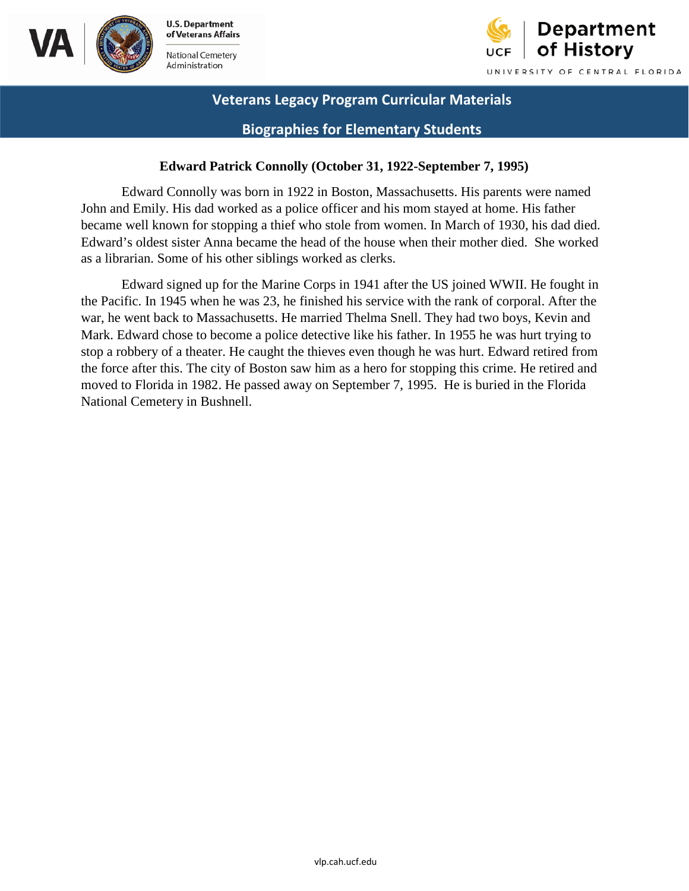Veterans Legacy Program Curricular Materials

Biographies for Elementary Students

## Edward Patrick Connolly (October 31, 1922-September 7, 1995)

Edward Connolly was born in 1922 in Boston, Massachusetts. His parents were named John and Emily. His dad worked as a police officer and his mom stayed at home. His father became well known for stopping a thief who stole from women. In March of 1930, his dad died. Edward's oldest sister Anna became the head of the house when their mother died. She worked as a librarian. Some of his other siblings worked as clerks.

Edward signed up for the Marine Corps in 1941 after the US joined WWII. He fought in the Pacific. In 1945 when he was 23, he finished his service with the rank of corporal. After the war, he went back to Massachusetts. He married Thelma Snell. They had two boys, Kevin and Mark. Edward chose to become a police detective like his father. In 1955 he was hurt trying to stop a robbery of a theater. He caught the thieves even though he was hurt. Edward retired from the force after this. The city of Boston saw him as a hero for stopping this crime. He retired and moved to Florida in 1982. He passed away on September 7, 1995. He is buried in the Florida National Cemetery in Bushnell.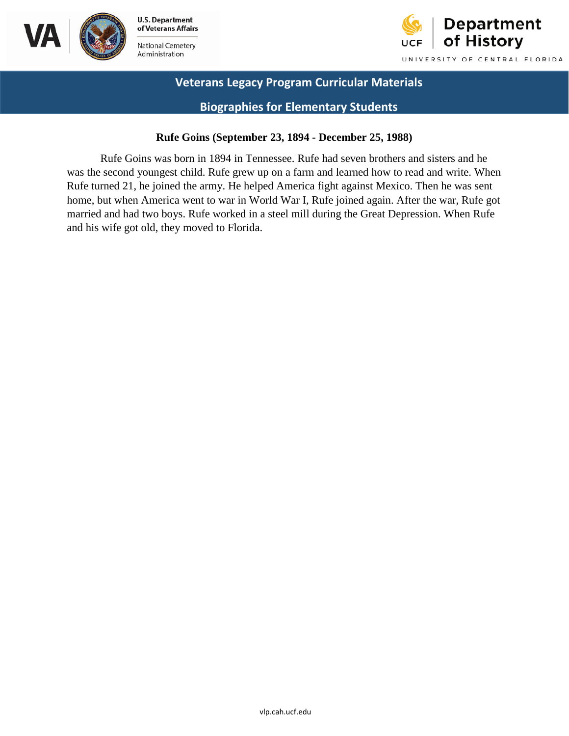**Veterans Legacy Program Curricular Materials**

**Biographies for Elementary Students**

## Rufe Goins (September 23, 1894 - December 25, 1988)

Rufe Goins was born in 1894 in Tennessee. Rufe had seven brothers and sisters and he was the second youngest child. Rufe grew up on a farm and learned how to read and write. When Rufe turned 21, he joined the army. He helped America fight against Mexico. Then he was sent home, but when America went to war in World War I, Rufe joined again. After the war, Rufe got married and had two boys. Rufe worked in a steel mill during the Great Depression. When Rufe and his wife got old, they moved to Florida.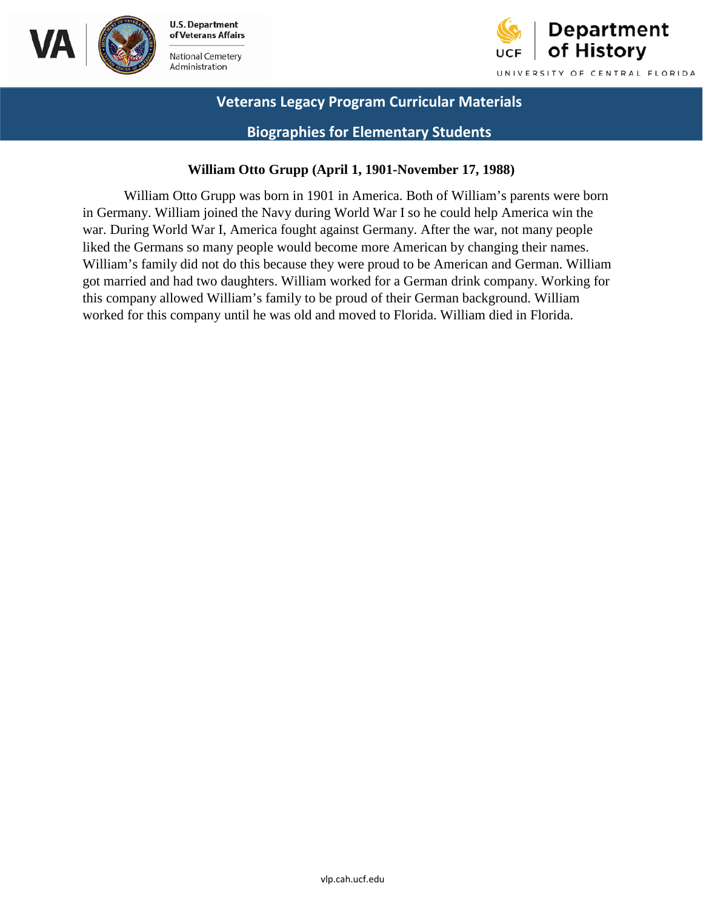**William Otto Grupp (April 1, 1901-November 17, 1988)**

William Otto Grupp was born in 1901 in America. Both of William's parents were born in Germany. William joined the Navy during World War I so he could help America win the war. During World War I, America fought against Germany. After the war, not many people liked the Germans so many people would become more American by changing their names. William's family did not do this because they were proud to be American and German. William got married and had two daughters. William worked for a German drink company. Working for this company allowed William's family to be proud of their German background. William worked for this company until he was old and moved to Florida. William died in Florida.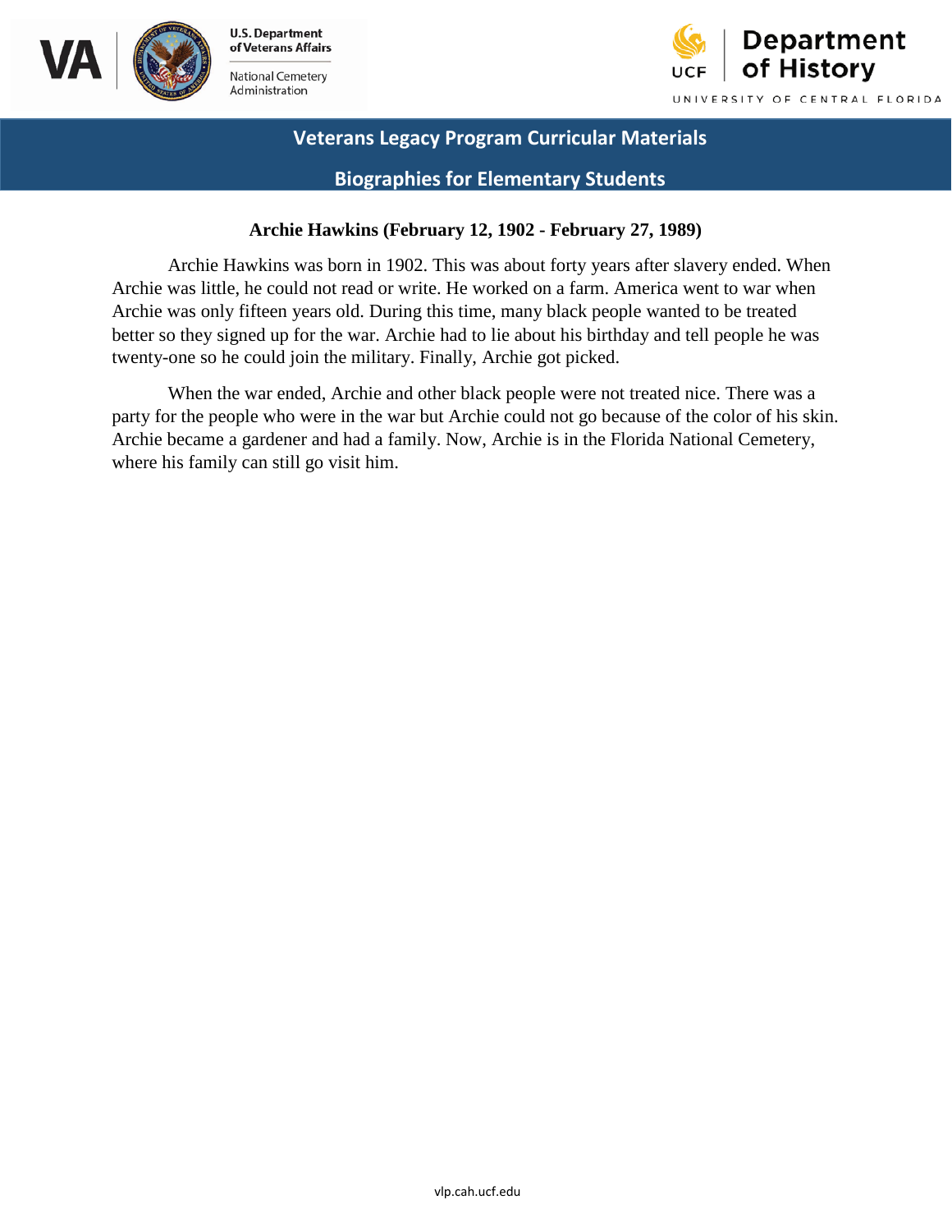**Veterans Legacy Program Curricular Materials**

**Biographies for Elementary Students**

## Archie Hawkins (February 12, 1902 - February 27, 1989)

Archie Hawkins was born in 1902. This was about forty years after slavery ended. When Archie was little, he could not read or write. He worked on a farm. America went to war when Archie was only fifteen years old. During this time, many black people wanted to be treated better so they signed up for the war. Archie had to lie about his birthday and tell people he was twenty-one so he could join the military. Finally, Archie got picked.

When the war ended, Archie and other black people were not treated nice. There was a party for the people who were in the war but Archie could not go because of the color of his skin. Archie became a gardener and had a family. Now, Archie is in the Florida National Cemetery, where his family can still go visit him.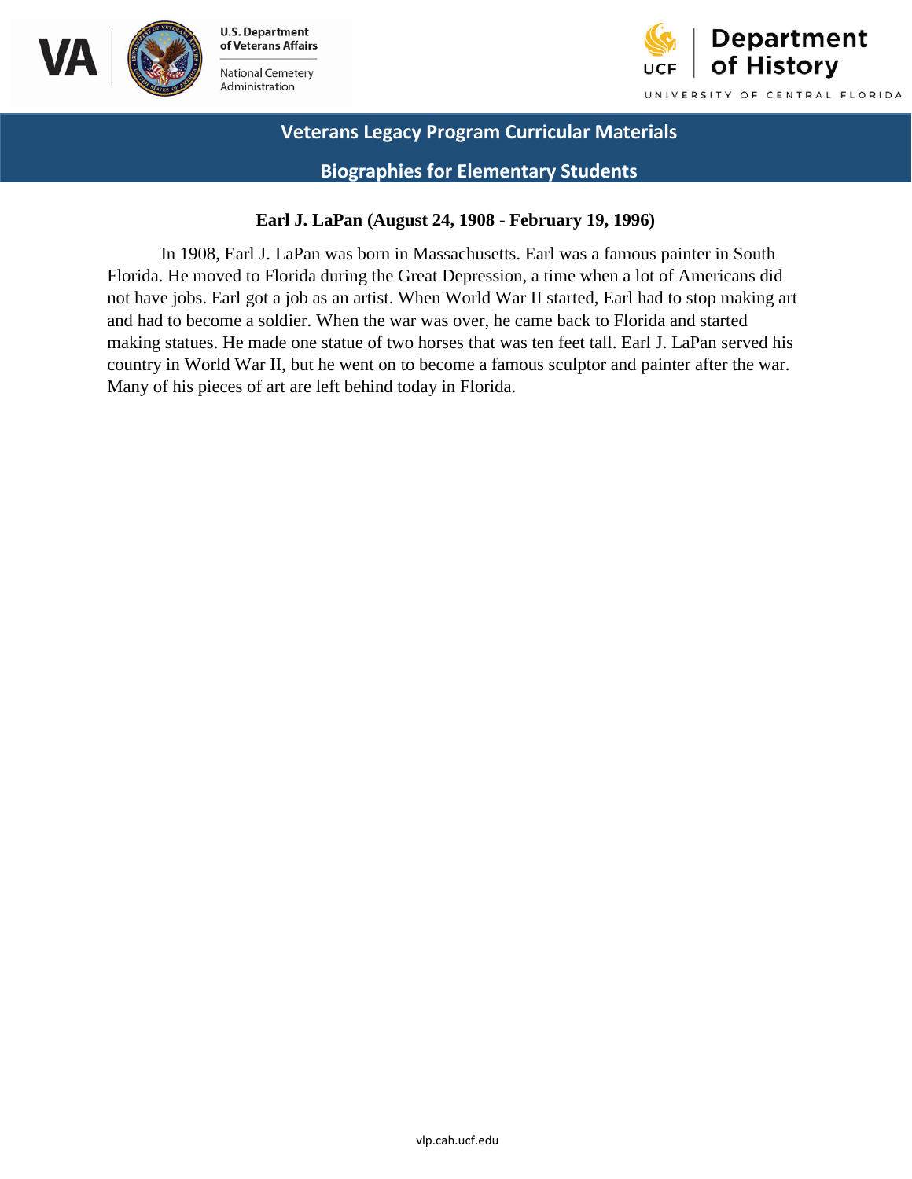Veterans Legacy Program Curricular Materials

Biographies for Elementary Students

## Earl J. LaPan (August 24, 1908 - February 19, 1996)

In 1908, Earl J. LaPan was born in Massachusetts. Earl was a famous painter in South Florida. He moved to Florida during the Great Depression, a time when a lot of Americans did not have jobs. Earl got a job as an artist. When World War II started, Earl had to stop making art and had to become a soldier. When the war was over, he came back to Florida and started making statues. He made one statue of two horses that was ten feet tall. Earl J. LaPan served his country in World War II, but he went on to become a famous sculptor and painter after the war. Many of his pieces of art are left behind today in Florida.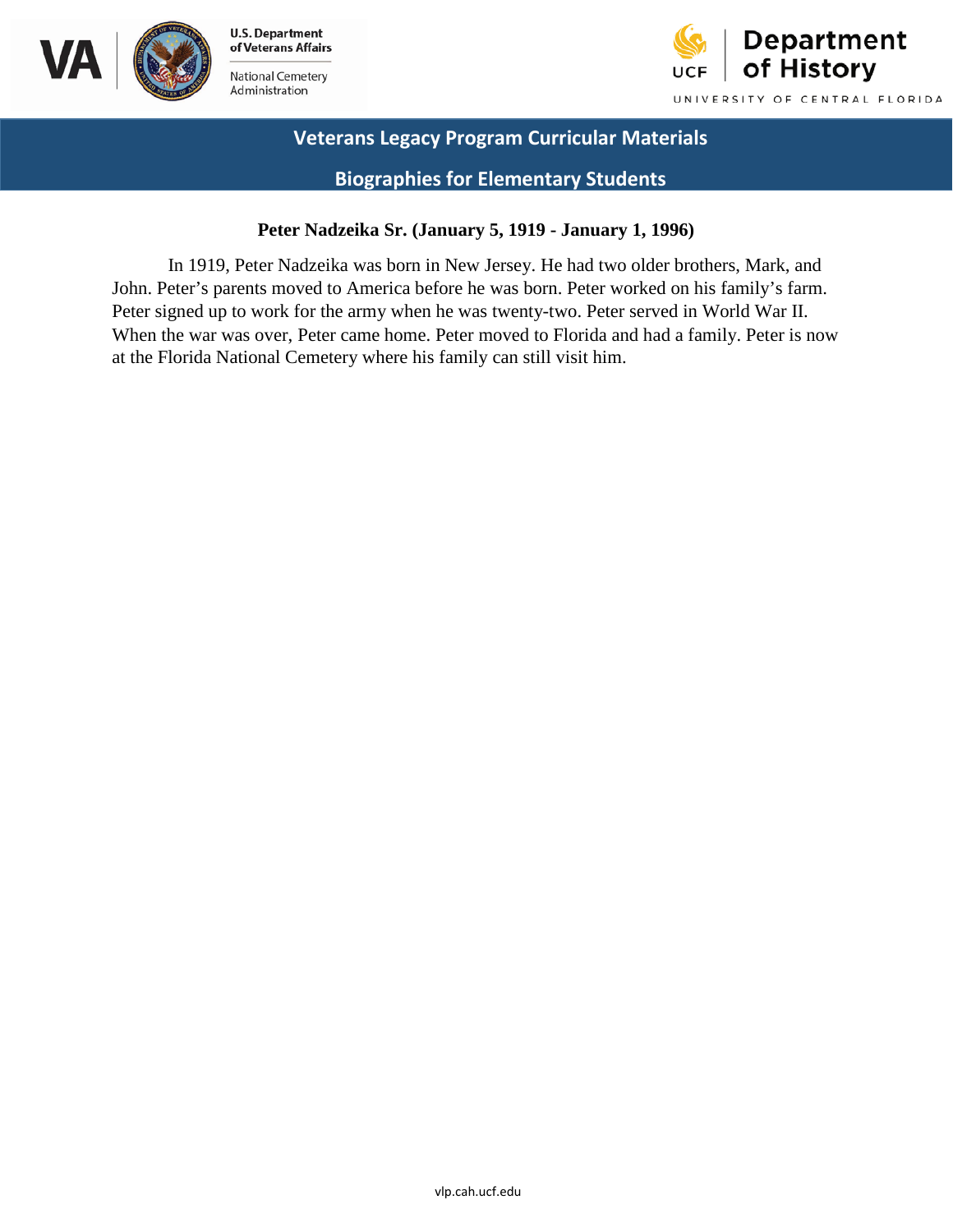Veterans Legacy Program Curricular Materials

Biographies for Elementary Students

**Peter Nadzeika Sr. (January 5, 1919 - January 1, 1996)**

In 1919, Peter Nadzeika was born in New Jersey. He had two older brothers, Mark, and John. Peter's parents moved to America before he was born. Peter worked on his family's farm. Peter signed up to work for the army when he was twenty-two. Peter served in World War II. When the war was over, Peter came home. Peter moved to Florida and had a family. Peter is now at the Florida National Cemetery where his family can still visit him.